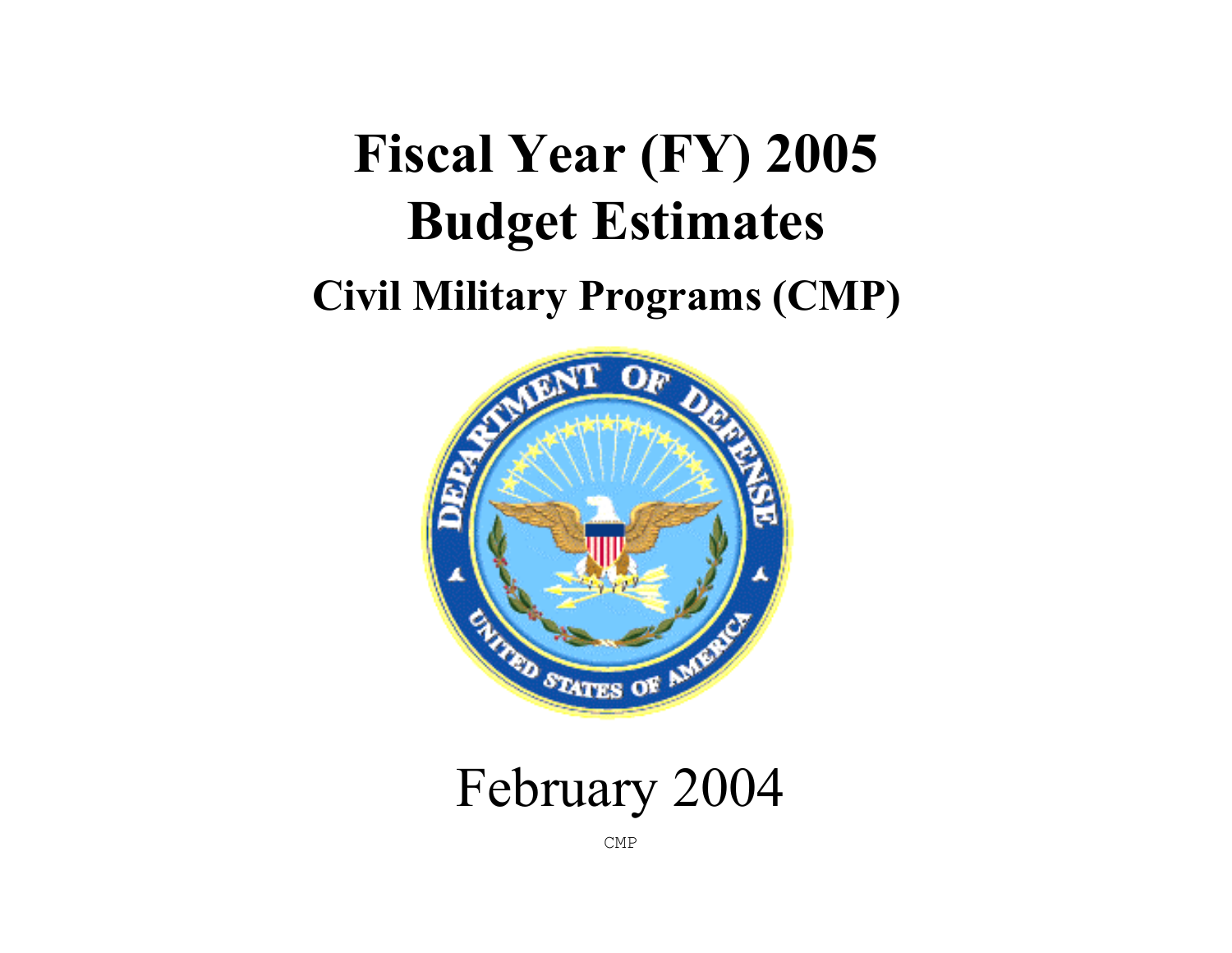# Fiscal Year (FY) 2005 Budget Estimates

## Civil Military Programs (CMP)

February 2004

CMP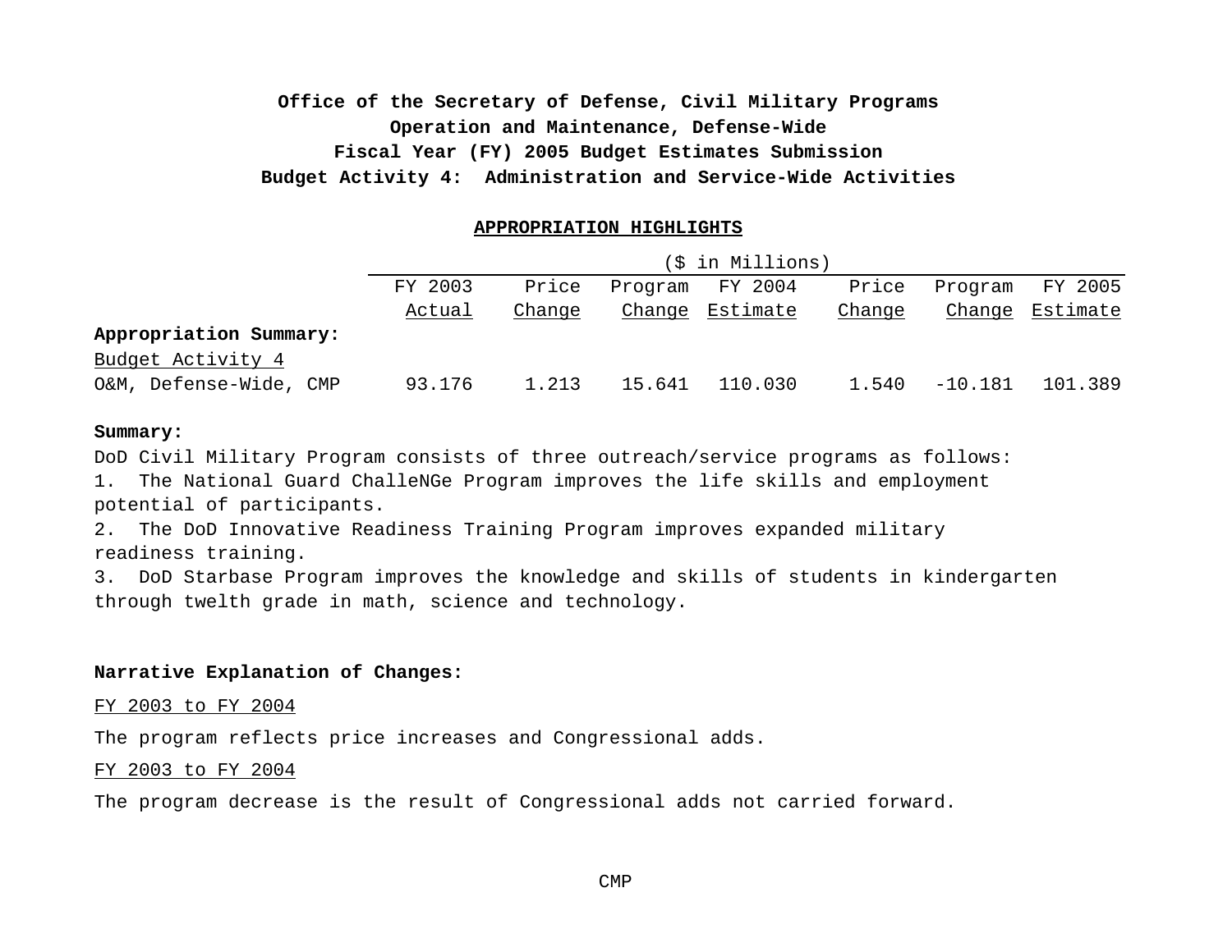**Office of the Secretary of Defense, Civil Military Programs**
**Operation and Maintenance, Defense-Wide**
**Fiscal Year (FY) 2005 Budget Estimates Submission**
**Budget Activity 4: Administration and Service-Wide Activities**

**APPROPRIATION HIGHLIGHTS**

| | ($ in Millions) | | | | | | |
|---|---|---|---|---|---|---|---|
| | FY 2003 Actual | Price Change | Program Change | FY 2004 Estimate | Price Change | Program Change | FY 2005 Estimate |
| **Appropriation Summary:** | | | | | | | |
| Budget Activity 4 | | | | | | | |
| O&M, Defense-Wide, CMP | 93.176 | 1.213 | 15.641 | 110.030 | 1.540 | -10.181 | 101.389 |

**Summary:**

DoD Civil Military Program consists of three outreach/service programs as follows:

1. The National Guard ChalleNGe Program improves the life skills and employment potential of participants.
2. The DoD Innovative Readiness Training Program improves expanded military readiness training.
3. DoD Starbase Program improves the knowledge and skills of students in kindergarten through twelth grade in math, science and technology.

**Narrative Explanation of Changes:**

FY 2003 to FY 2004

The program reflects price increases and Congressional adds.

FY 2003 to FY 2004

The program decrease is the result of Congressional adds not carried forward.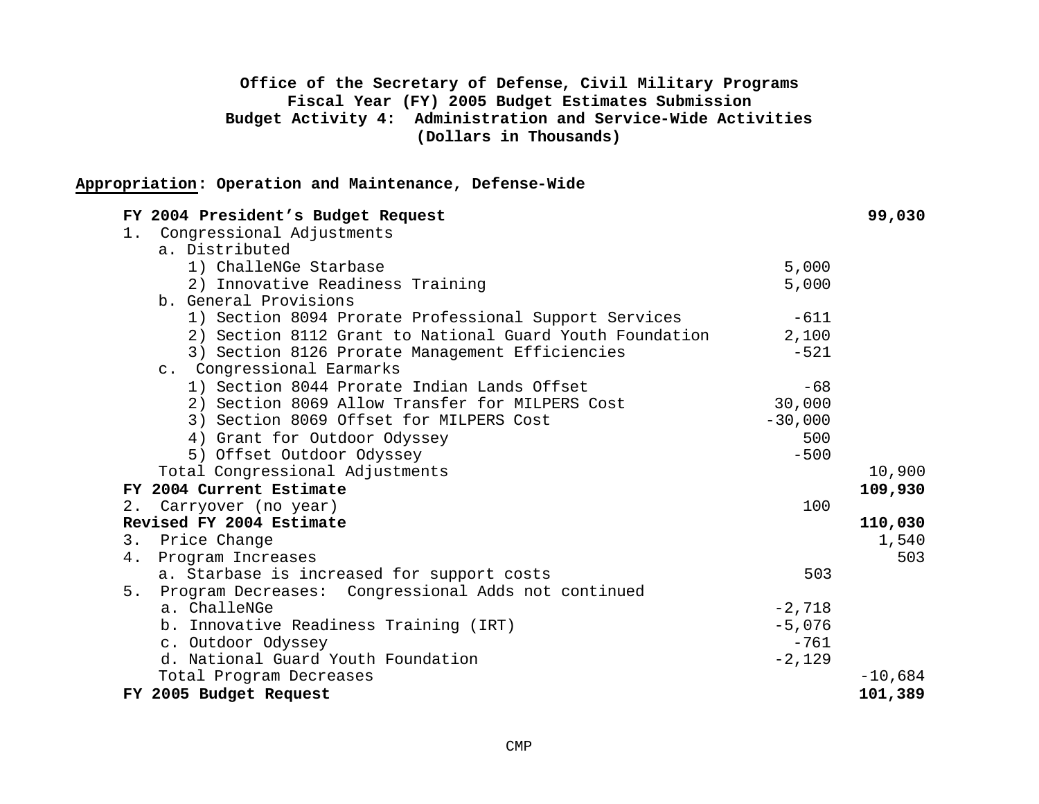**Office of the Secretary of Defense, Civil Military Programs**
**Fiscal Year (FY) 2005 Budget Estimates Submission**
**Budget Activity 4: Administration and Service-Wide Activities**
**(Dollars in Thousands)**

**Appropriation: Operation and Maintenance, Defense-Wide**

| | | |
|---|---|---|
| **FY 2004 President's Budget Request** | | **99,030** |
| 1. Congressional Adjustments | | |
| a. Distributed | | |
| 1) ChalleNGe Starbase | 5,000 | |
| 2) Innovative Readiness Training | 5,000 | |
| b. General Provisions | | |
| 1) Section 8094 Prorate Professional Support Services | -611 | |
| 2) Section 8112 Grant to National Guard Youth Foundation | 2,100 | |
| 3) Section 8126 Prorate Management Efficiencies | -521 | |
| c. Congressional Earmarks | | |
| 1) Section 8044 Prorate Indian Lands Offset | -68 | |
| 2) Section 8069 Allow Transfer for MILPERS Cost | 30,000 | |
| 3) Section 8069 Offset for MILPERS Cost | -30,000 | |
| 4) Grant for Outdoor Odyssey | 500 | |
| 5) Offset Outdoor Odyssey | -500 | |
| Total Congressional Adjustments | | 10,900 |
| **FY 2004 Current Estimate** | | **109,930** |
| 2. Carryover (no year) | 100 | |
| **Revised FY 2004 Estimate** | | **110,030** |
| 3. Price Change | | 1,540 |
| 4. Program Increases | | 503 |
| a. Starbase is increased for support costs | 503 | |
| 5. Program Decreases: Congressional Adds not continued | | |
| a. ChalleNGe | -2,718 | |
| b. Innovative Readiness Training (IRT) | -5,076 | |
| c. Outdoor Odyssey | -761 | |
| d. National Guard Youth Foundation | -2,129 | |
| Total Program Decreases | | -10,684 |
| **FY 2005 Budget Request** | | **101,389** |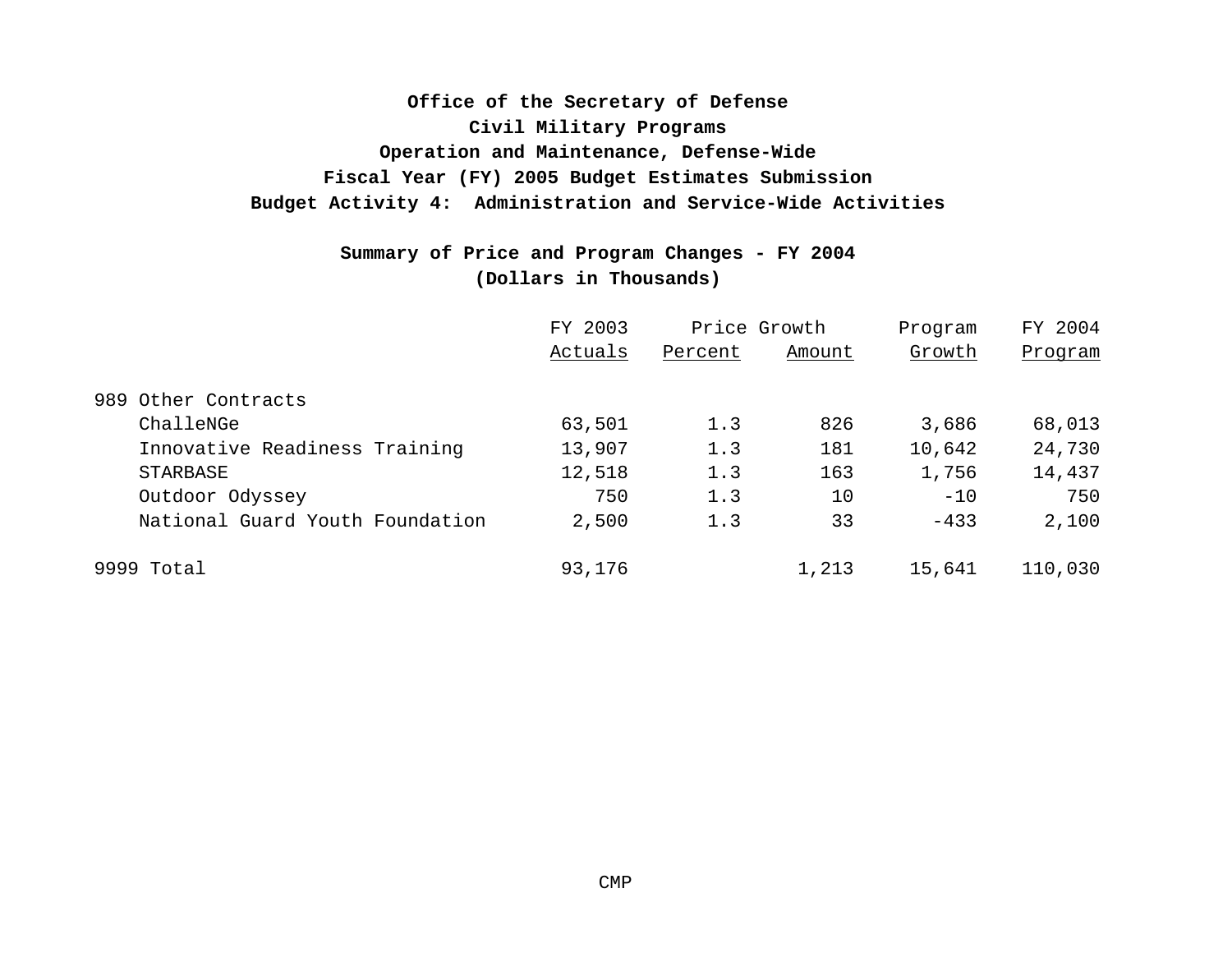**Office of the Secretary of Defense**
**Civil Military Programs**
**Operation and Maintenance, Defense-Wide**
**Fiscal Year (FY) 2005 Budget Estimates Submission**
**Budget Activity 4: Administration and Service-Wide Activities**

**Summary of Price and Program Changes - FY 2004**
**(Dollars in Thousands)**

| | FY 2003 | Price Growth | | Program | FY 2004 |
|---|---|---|---|---|---|
| | Actuals | Percent | Amount | Growth | Program |
| 989 Other Contracts | | | | | |
| ChalleNGe | 63,501 | 1.3 | 826 | 3,686 | 68,013 |
| Innovative Readiness Training | 13,907 | 1.3 | 181 | 10,642 | 24,730 |
| STARBASE | 12,518 | 1.3 | 163 | 1,756 | 14,437 |
| Outdoor Odyssey | 750 | 1.3 | 10 | -10 | 750 |
| National Guard Youth Foundation | 2,500 | 1.3 | 33 | -433 | 2,100 |
| 9999 Total | 93,176 | | 1,213 | 15,641 | 110,030 |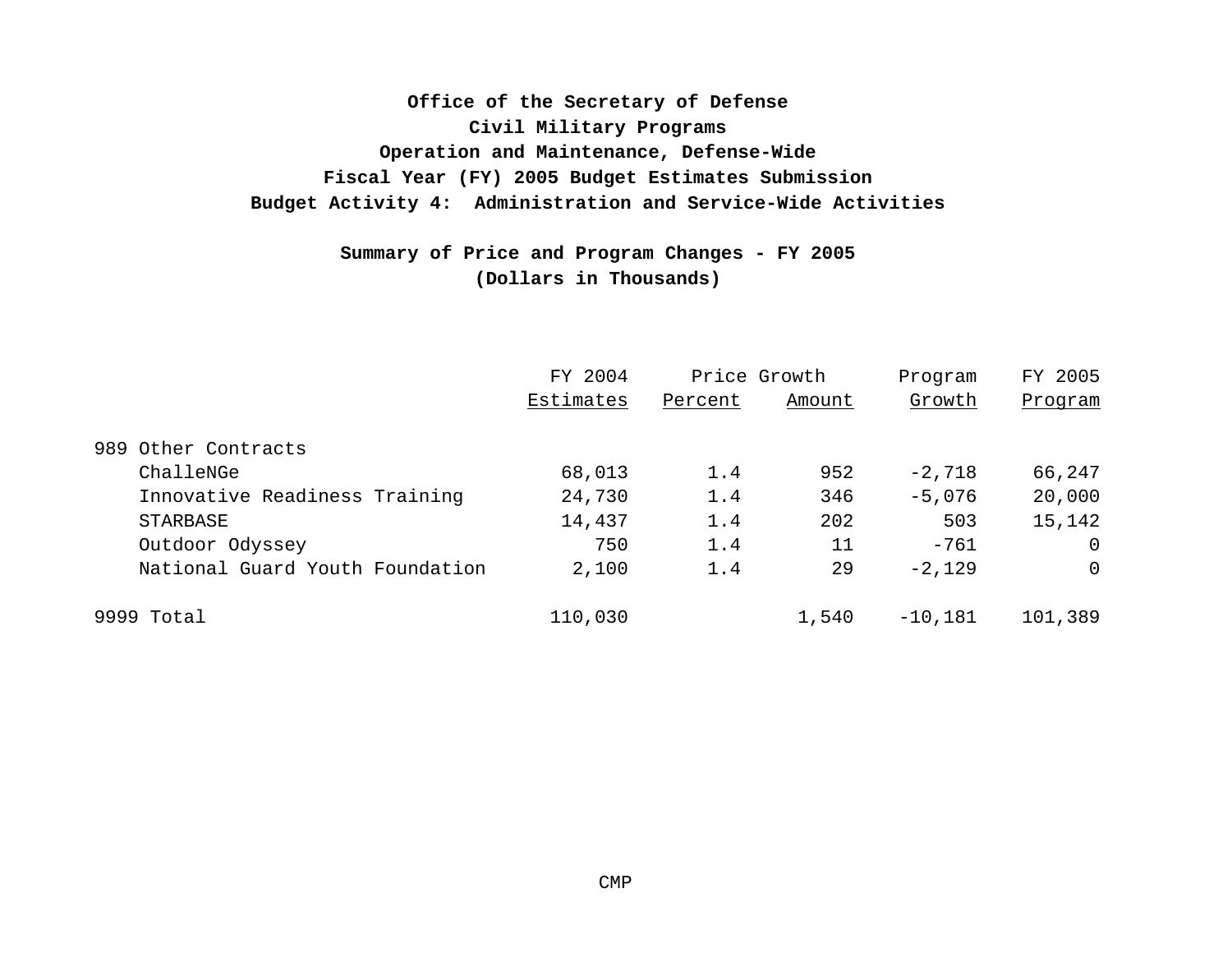**Office of the Secretary of Defense**
**Civil Military Programs**
**Operation and Maintenance, Defense-Wide**
**Fiscal Year (FY) 2005 Budget Estimates Submission**
**Budget Activity 4: Administration and Service-Wide Activities**

**Summary of Price and Program Changes - FY 2005**
**(Dollars in Thousands)**

| | FY 2004 | Price Growth | | Program | FY 2005 |
|---|---|---|---|---|---|
| | Estimates | Percent | Amount | Growth | Program |
| 989 Other Contracts | | | | | |
| ChalleNGe | 68,013 | 1.4 | 952 | -2,718 | 66,247 |
| Innovative Readiness Training | 24,730 | 1.4 | 346 | -5,076 | 20,000 |
| STARBASE | 14,437 | 1.4 | 202 | 503 | 15,142 |
| Outdoor Odyssey | 750 | 1.4 | 11 | -761 | 0 |
| National Guard Youth Foundation | 2,100 | 1.4 | 29 | -2,129 | 0 |
| 9999 Total | 110,030 | | 1,540 | -10,181 | 101,389 |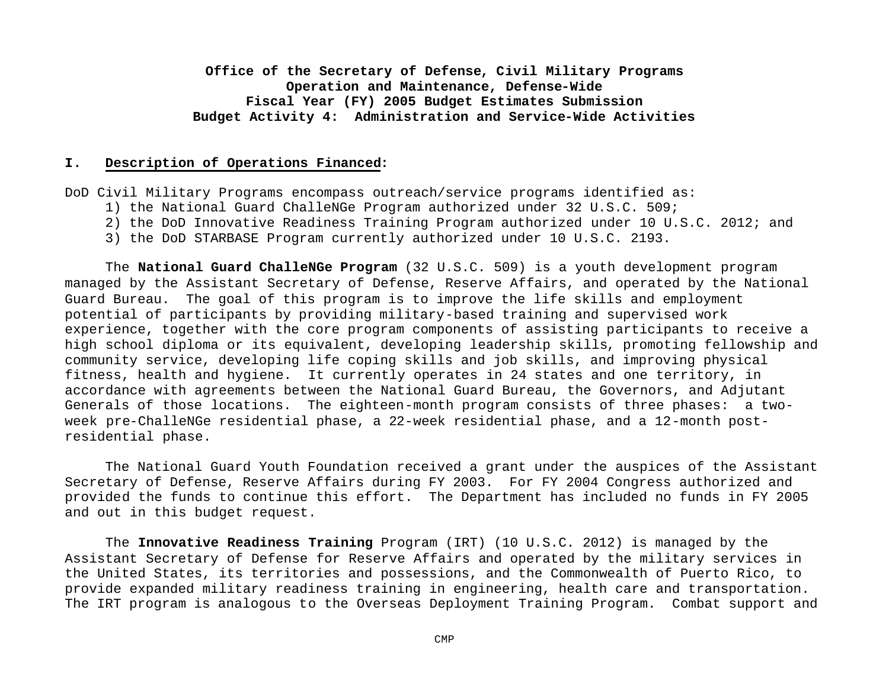**Office of the Secretary of Defense, Civil Military Programs**
**Operation and Maintenance, Defense-Wide**
**Fiscal Year (FY) 2005 Budget Estimates Submission**
**Budget Activity 4: Administration and Service-Wide Activities**

## I. Description of Operations Financed:

DoD Civil Military Programs encompass outreach/service programs identified as:

1) the National Guard ChalleNGe Program authorized under 32 U.S.C. 509;
2) the DoD Innovative Readiness Training Program authorized under 10 U.S.C. 2012; and
3) the DoD STARBASE Program currently authorized under 10 U.S.C. 2193.

The **National Guard ChalleNGe Program** (32 U.S.C. 509) is a youth development program managed by the Assistant Secretary of Defense, Reserve Affairs, and operated by the National Guard Bureau. The goal of this program is to improve the life skills and employment potential of participants by providing military-based training and supervised work experience, together with the core program components of assisting participants to receive a high school diploma or its equivalent, developing leadership skills, promoting fellowship and community service, developing life coping skills and job skills, and improving physical fitness, health and hygiene. It currently operates in 24 states and one territory, in accordance with agreements between the National Guard Bureau, the Governors, and Adjutant Generals of those locations. The eighteen-month program consists of three phases: a two-week pre-ChalleNGe residential phase, a 22-week residential phase, and a 12-month post-residential phase.

The National Guard Youth Foundation received a grant under the auspices of the Assistant Secretary of Defense, Reserve Affairs during FY 2003. For FY 2004 Congress authorized and provided the funds to continue this effort. The Department has included no funds in FY 2005 and out in this budget request.

The **Innovative Readiness Training** Program (IRT) (10 U.S.C. 2012) is managed by the Assistant Secretary of Defense for Reserve Affairs and operated by the military services in the United States, its territories and possessions, and the Commonwealth of Puerto Rico, to provide expanded military readiness training in engineering, health care and transportation. The IRT program is analogous to the Overseas Deployment Training Program. Combat support and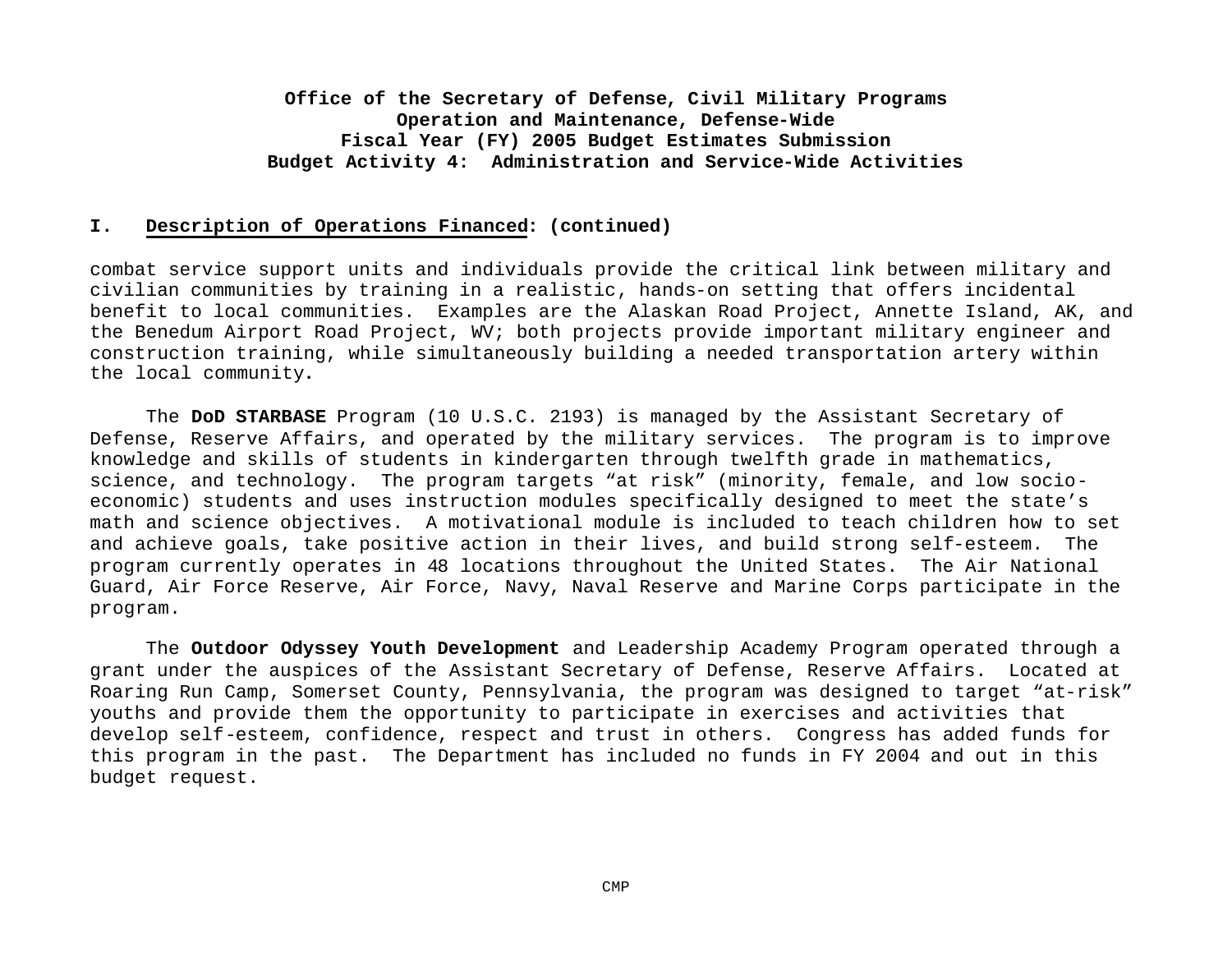**Office of the Secretary of Defense, Civil Military Programs**
**Operation and Maintenance, Defense-Wide**
**Fiscal Year (FY) 2005 Budget Estimates Submission**
**Budget Activity 4: Administration and Service-Wide Activities**

## I. Description of Operations Financed: (continued)

combat service support units and individuals provide the critical link between military and civilian communities by training in a realistic, hands-on setting that offers incidental benefit to local communities. Examples are the Alaskan Road Project, Annette Island, AK, and the Benedum Airport Road Project, WV; both projects provide important military engineer and construction training, while simultaneously building a needed transportation artery within the local community.

The **DoD STARBASE** Program (10 U.S.C. 2193) is managed by the Assistant Secretary of Defense, Reserve Affairs, and operated by the military services. The program is to improve knowledge and skills of students in kindergarten through twelfth grade in mathematics, science, and technology. The program targets "at risk" (minority, female, and low socio-economic) students and uses instruction modules specifically designed to meet the state's math and science objectives. A motivational module is included to teach children how to set and achieve goals, take positive action in their lives, and build strong self-esteem. The program currently operates in 48 locations throughout the United States. The Air National Guard, Air Force Reserve, Air Force, Navy, Naval Reserve and Marine Corps participate in the program.

The **Outdoor Odyssey Youth Development** and Leadership Academy Program operated through a grant under the auspices of the Assistant Secretary of Defense, Reserve Affairs. Located at Roaring Run Camp, Somerset County, Pennsylvania, the program was designed to target "at-risk" youths and provide them the opportunity to participate in exercises and activities that develop self-esteem, confidence, respect and trust in others. Congress has added funds for this program in the past. The Department has included no funds in FY 2004 and out in this budget request.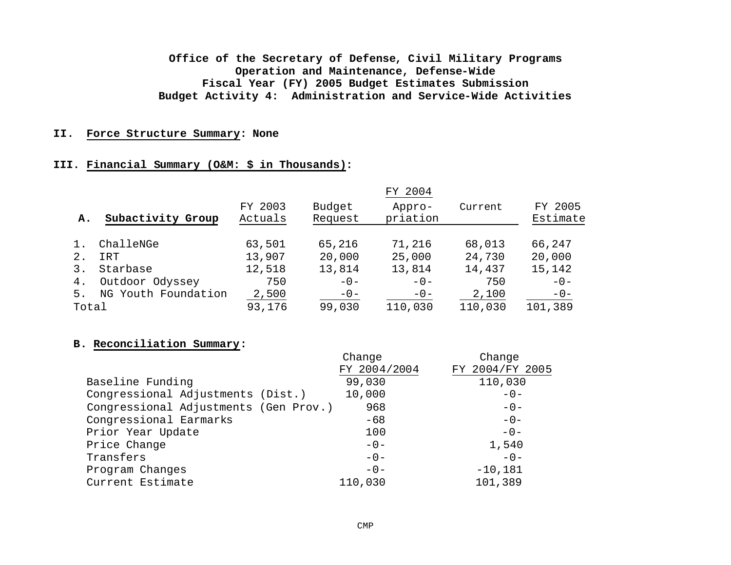**Office of the Secretary of Defense, Civil Military Programs**
**Operation and Maintenance, Defense-Wide**
**Fiscal Year (FY) 2005 Budget Estimates Submission**
**Budget Activity 4: Administration and Service-Wide Activities**

**II. Force Structure Summary: None**

**III. Financial Summary (O&M: $ in Thousands):**

| A. Subactivity Group | FY 2003 Actuals | FY 2004 Budget Request | FY 2004 Appro-priation | FY 2004 Current | FY 2005 Estimate |
|---|---|---|---|---|---|
| 1. ChalleNGe | 63,501 | 65,216 | 71,216 | 68,013 | 66,247 |
| 2. IRT | 13,907 | 20,000 | 25,000 | 24,730 | 20,000 |
| 3. Starbase | 12,518 | 13,814 | 13,814 | 14,437 | 15,142 |
| 4. Outdoor Odyssey | 750 | -0- | -0- | 750 | -0- |
| 5. NG Youth Foundation | 2,500 | -0- | -0- | 2,100 | -0- |
| Total | 93,176 | 99,030 | 110,030 | 110,030 | 101,389 |

**B. Reconciliation Summary:**

| | Change FY 2004/2004 | Change FY 2004/FY 2005 |
|---|---|---|
| Baseline Funding | 99,030 | 110,030 |
| Congressional Adjustments (Dist.) | 10,000 | -0- |
| Congressional Adjustments (Gen Prov.) | 968 | -0- |
| Congressional Earmarks | -68 | -0- |
| Prior Year Update | 100 | -0- |
| Price Change | -0- | 1,540 |
| Transfers | -0- | -0- |
| Program Changes | -0- | -10,181 |
| Current Estimate | 110,030 | 101,389 |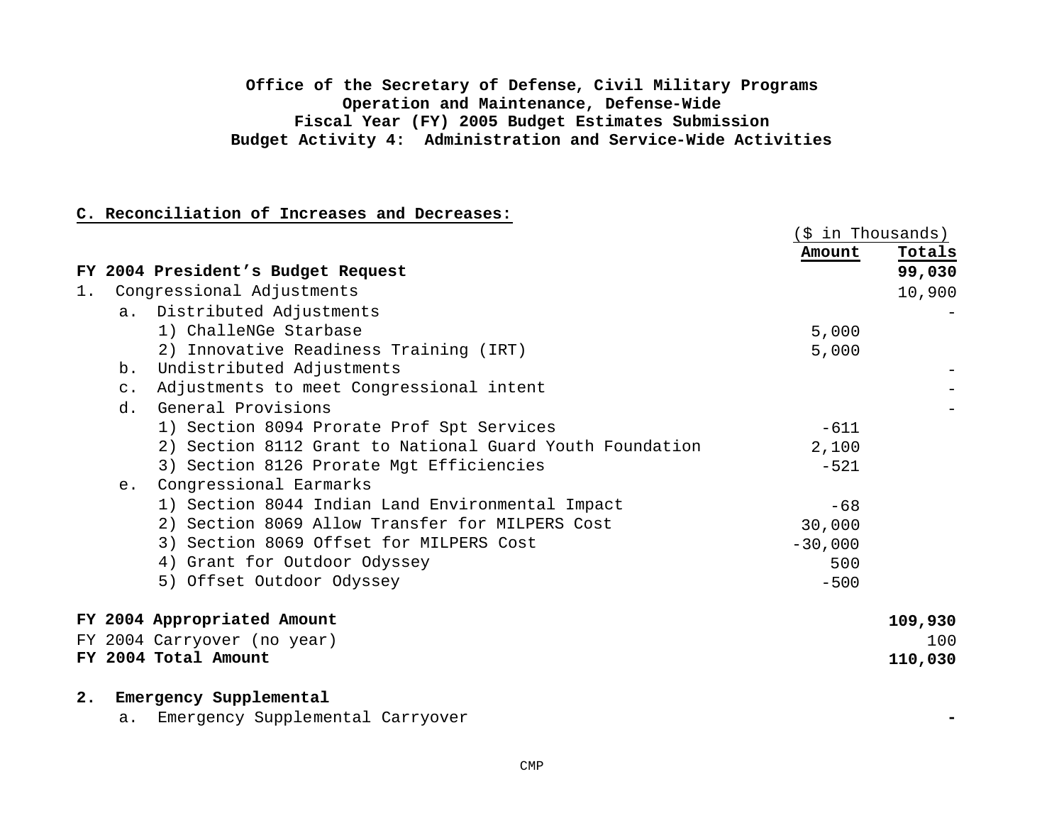**Office of the Secretary of Defense, Civil Military Programs**
**Operation and Maintenance, Defense-Wide**
**Fiscal Year (FY) 2005 Budget Estimates Submission**
**Budget Activity 4: Administration and Service-Wide Activities**

**C. Reconciliation of Increases and Decreases:**

| | ($ in Thousands) | |
|---|---|---|
| | **Amount** | **Totals** |
| **FY 2004 President's Budget Request** | | **99,030** |
| 1. Congressional Adjustments | | 10,900 |
| a. Distributed Adjustments | | - |
| 1) ChalleNGe Starbase | 5,000 | |
| 2) Innovative Readiness Training (IRT) | 5,000 | |
| b. Undistributed Adjustments | | - |
| c. Adjustments to meet Congressional intent | | - |
| d. General Provisions | | - |
| 1) Section 8094 Prorate Prof Spt Services | -611 | |
| 2) Section 8112 Grant to National Guard Youth Foundation | 2,100 | |
| 3) Section 8126 Prorate Mgt Efficiencies | -521 | |
| e. Congressional Earmarks | | |
| 1) Section 8044 Indian Land Environmental Impact | -68 | |
| 2) Section 8069 Allow Transfer for MILPERS Cost | 30,000 | |
| 3) Section 8069 Offset for MILPERS Cost | -30,000 | |
| 4) Grant for Outdoor Odyssey | 500 | |
| 5) Offset Outdoor Odyssey | -500 | |
| **FY 2004 Appropriated Amount** | | **109,930** |
| FY 2004 Carryover (no year) | | 100 |
| **FY 2004 Total Amount** | | **110,030** |
| **2. Emergency Supplemental** | | |
| a. Emergency Supplemental Carryover | | **-** |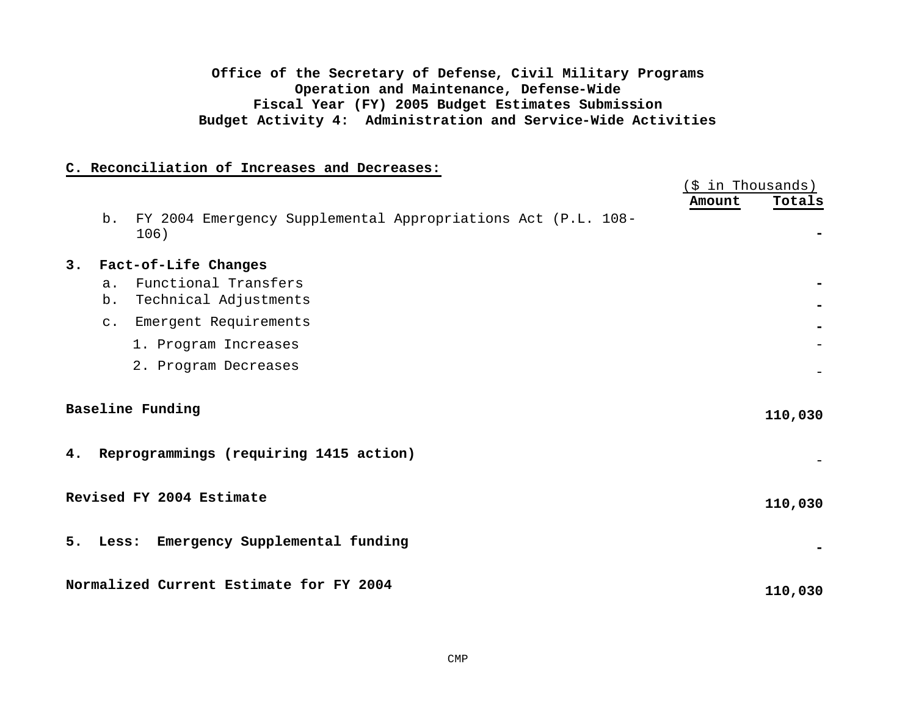**Office of the Secretary of Defense, Civil Military Programs**
**Operation and Maintenance, Defense-Wide**
**Fiscal Year (FY) 2005 Budget Estimates Submission**
**Budget Activity 4: Administration and Service-Wide Activities**

**C. Reconciliation of Increases and Decreases:**

| | ($ in Thousands) Amount | Totals |
|---|---|---|
| b. FY 2004 Emergency Supplemental Appropriations Act (P.L. 108-106) | | - |
| **3. Fact-of-Life Changes** | | |
| a. Functional Transfers | | - |
| b. Technical Adjustments | | - |
| c. Emergent Requirements | | - |
| 1. Program Increases | | - |
| 2. Program Decreases | | - |
| **Baseline Funding** | | **110,030** |
| **4. Reprogrammings (requiring 1415 action)** | | - |
| **Revised FY 2004 Estimate** | | **110,030** |
| **5. Less: Emergency Supplemental funding** | | - |
| **Normalized Current Estimate for FY 2004** | | **110,030** |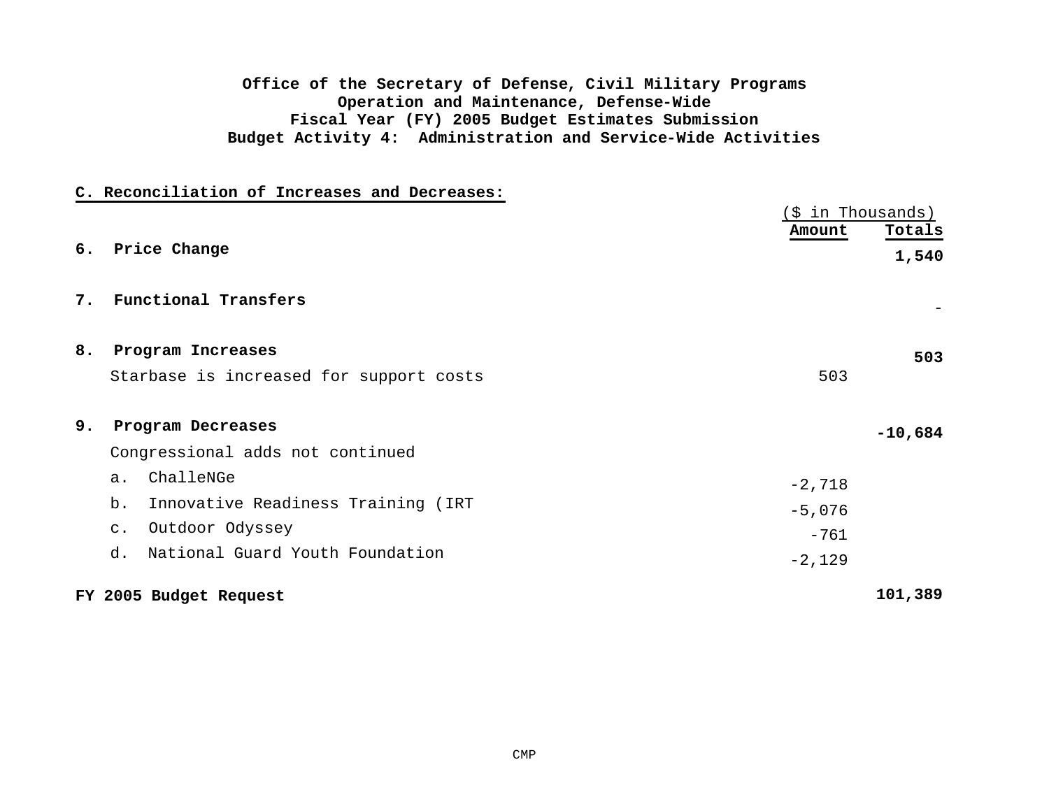**Office of the Secretary of Defense, Civil Military Programs**
**Operation and Maintenance, Defense-Wide**
**Fiscal Year (FY) 2005 Budget Estimates Submission**
**Budget Activity 4: Administration and Service-Wide Activities**

## C. Reconciliation of Increases and Decreases:

| | ($ in Thousands) | |
|---|---|---|
| | **Amount** | **Totals** |
| **6. Price Change** | | **1,540** |
| **7. Functional Transfers** | | - |
| **8. Program Increases** | | **503** |
| Starbase is increased for support costs | 503 | |
| **9. Program Decreases** | | **-10,684** |
| Congressional adds not continued | | |
| a. ChalleNGe | -2,718 | |
| b. Innovative Readiness Training (IRT | -5,076 | |
| c. Outdoor Odyssey | -761 | |
| d. National Guard Youth Foundation | -2,129 | |
| **FY 2005 Budget Request** | | **101,389** |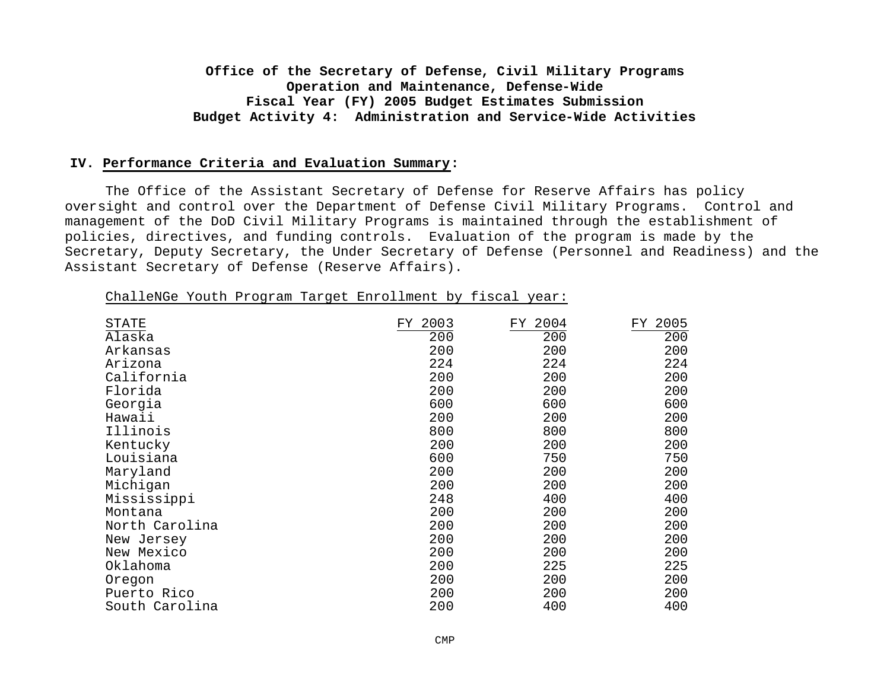**Office of the Secretary of Defense, Civil Military Programs**
**Operation and Maintenance, Defense-Wide**
**Fiscal Year (FY) 2005 Budget Estimates Submission**
**Budget Activity 4: Administration and Service-Wide Activities**

## IV. Performance Criteria and Evaluation Summary:

The Office of the Assistant Secretary of Defense for Reserve Affairs has policy oversight and control over the Department of Defense Civil Military Programs. Control and management of the DoD Civil Military Programs is maintained through the establishment of policies, directives, and funding controls. Evaluation of the program is made by the Secretary, Deputy Secretary, the Under Secretary of Defense (Personnel and Readiness) and the Assistant Secretary of Defense (Reserve Affairs).

ChalleNGe Youth Program Target Enrollment by fiscal year:

| STATE | FY 2003 | FY 2004 | FY 2005 |
|---|---|---|---|
| Alaska | 200 | 200 | 200 |
| Arkansas | 200 | 200 | 200 |
| Arizona | 224 | 224 | 224 |
| California | 200 | 200 | 200 |
| Florida | 200 | 200 | 200 |
| Georgia | 600 | 600 | 600 |
| Hawaii | 200 | 200 | 200 |
| Illinois | 800 | 800 | 800 |
| Kentucky | 200 | 200 | 200 |
| Louisiana | 600 | 750 | 750 |
| Maryland | 200 | 200 | 200 |
| Michigan | 200 | 200 | 200 |
| Mississippi | 248 | 400 | 400 |
| Montana | 200 | 200 | 200 |
| North Carolina | 200 | 200 | 200 |
| New Jersey | 200 | 200 | 200 |
| New Mexico | 200 | 200 | 200 |
| Oklahoma | 200 | 225 | 225 |
| Oregon | 200 | 200 | 200 |
| Puerto Rico | 200 | 200 | 200 |
| South Carolina | 200 | 400 | 400 |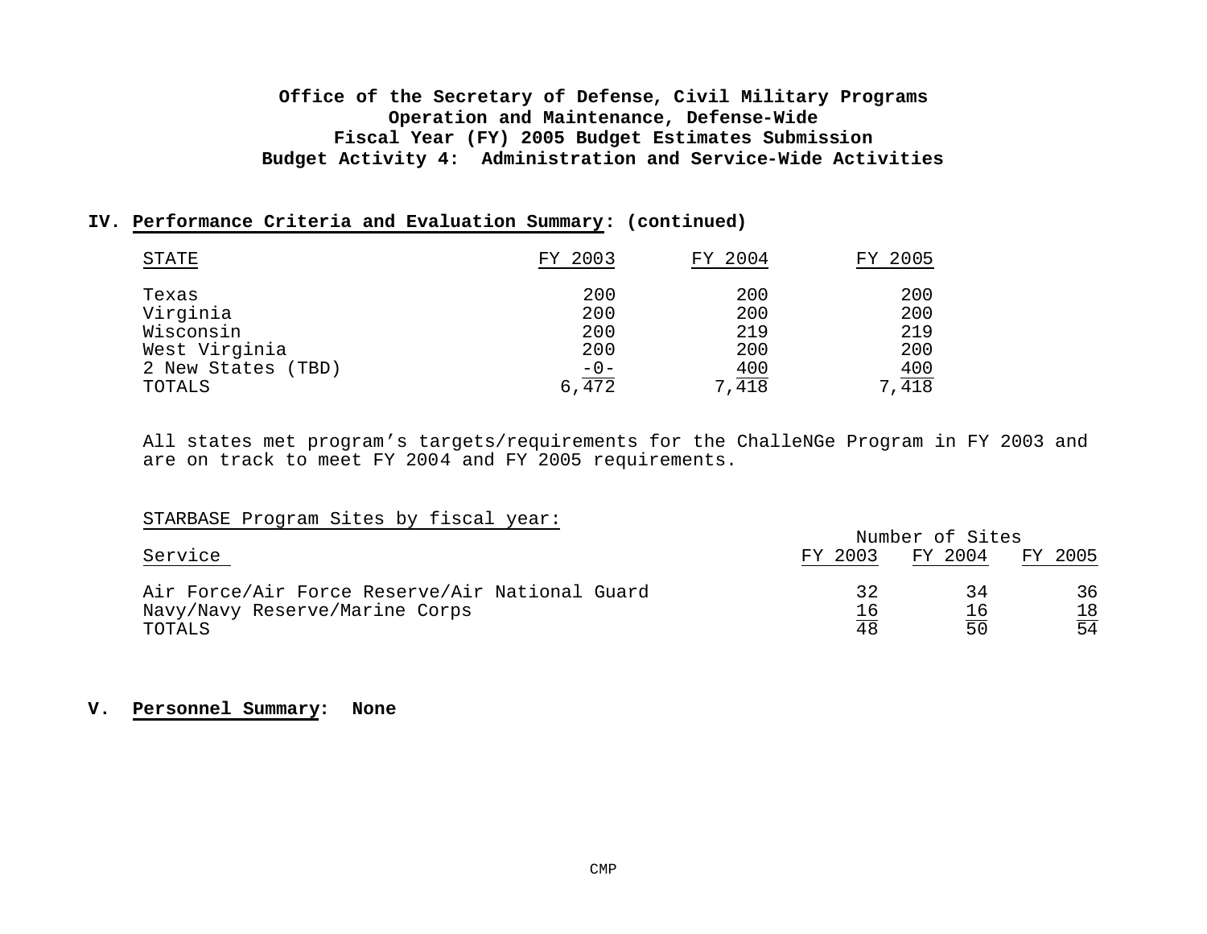**Office of the Secretary of Defense, Civil Military Programs**
**Operation and Maintenance, Defense-Wide**
**Fiscal Year (FY) 2005 Budget Estimates Submission**
**Budget Activity 4: Administration and Service-Wide Activities**

**IV. Performance Criteria and Evaluation Summary: (continued)**

| STATE | FY 2003 | FY 2004 | FY 2005 |
|---|---|---|---|
| Texas | 200 | 200 | 200 |
| Virginia | 200 | 200 | 200 |
| Wisconsin | 200 | 219 | 219 |
| West Virginia | 200 | 200 | 200 |
| 2 New States (TBD) | -0- | 400 | 400 |
| TOTALS | 6,472 | 7,418 | 7,418 |

All states met program's targets/requirements for the ChalleNGe Program in FY 2003 and are on track to meet FY 2004 and FY 2005 requirements.

STARBASE Program Sites by fiscal year:

| Service | Number of Sites FY 2003 | FY 2004 | FY 2005 |
|---|---|---|---|
| Air Force/Air Force Reserve/Air National Guard | 32 | 34 | 36 |
| Navy/Navy Reserve/Marine Corps | 16 | 16 | 18 |
| TOTALS | 48 | 50 | 54 |

**V. Personnel Summary: None**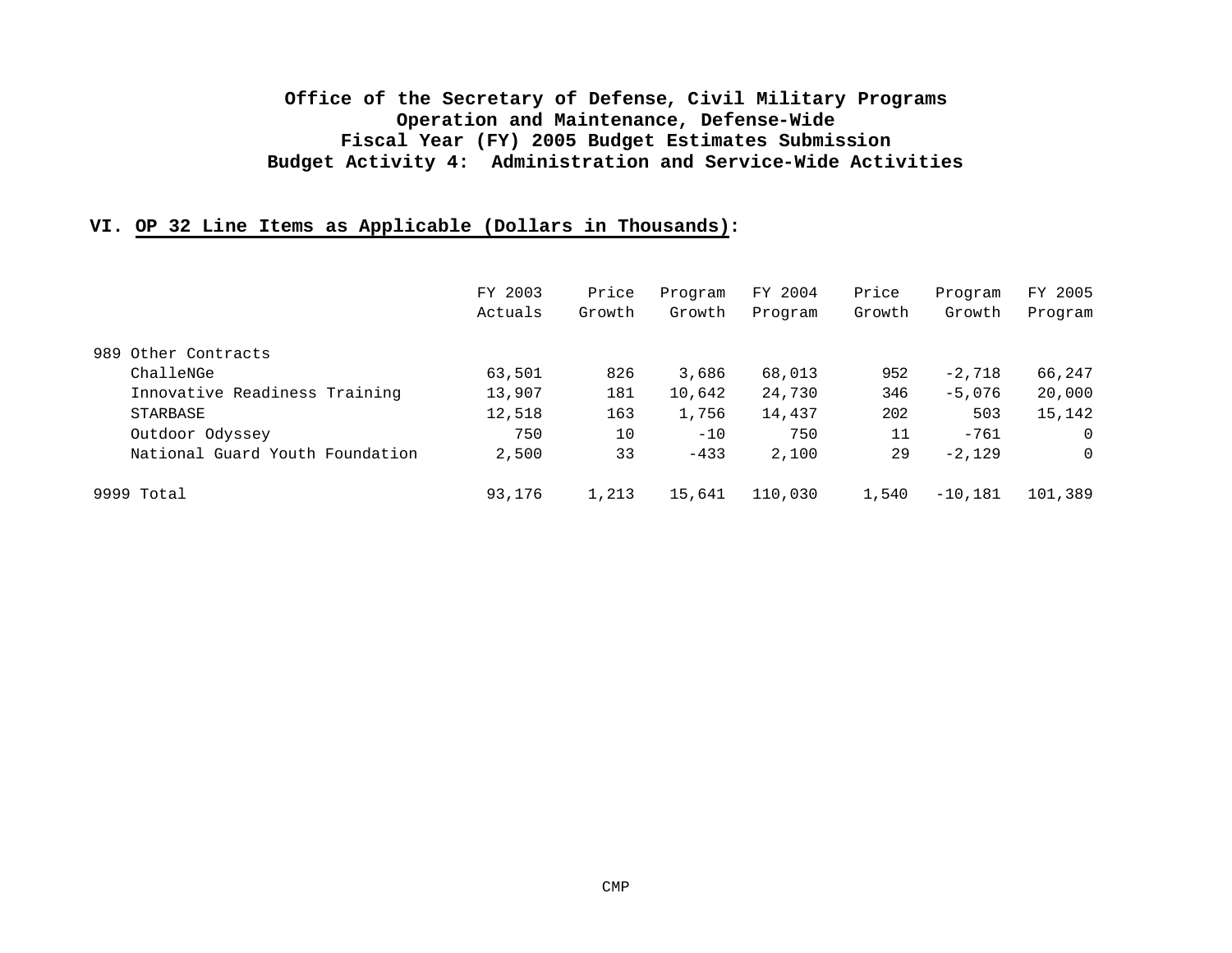**Office of the Secretary of Defense, Civil Military Programs**
**Operation and Maintenance, Defense-Wide**
**Fiscal Year (FY) 2005 Budget Estimates Submission**
**Budget Activity 4: Administration and Service-Wide Activities**

## VI. OP 32 Line Items as Applicable (Dollars in Thousands):

| | FY 2003 Actuals | Price Growth | Program Growth | FY 2004 Program | Price Growth | Program Growth | FY 2005 Program |
|---|---|---|---|---|---|---|---|
| 989 Other Contracts | | | | | | | |
| ChalleNGe | 63,501 | 826 | 3,686 | 68,013 | 952 | -2,718 | 66,247 |
| Innovative Readiness Training | 13,907 | 181 | 10,642 | 24,730 | 346 | -5,076 | 20,000 |
| STARBASE | 12,518 | 163 | 1,756 | 14,437 | 202 | 503 | 15,142 |
| Outdoor Odyssey | 750 | 10 | -10 | 750 | 11 | -761 | 0 |
| National Guard Youth Foundation | 2,500 | 33 | -433 | 2,100 | 29 | -2,129 | 0 |
| 9999 Total | 93,176 | 1,213 | 15,641 | 110,030 | 1,540 | -10,181 | 101,389 |